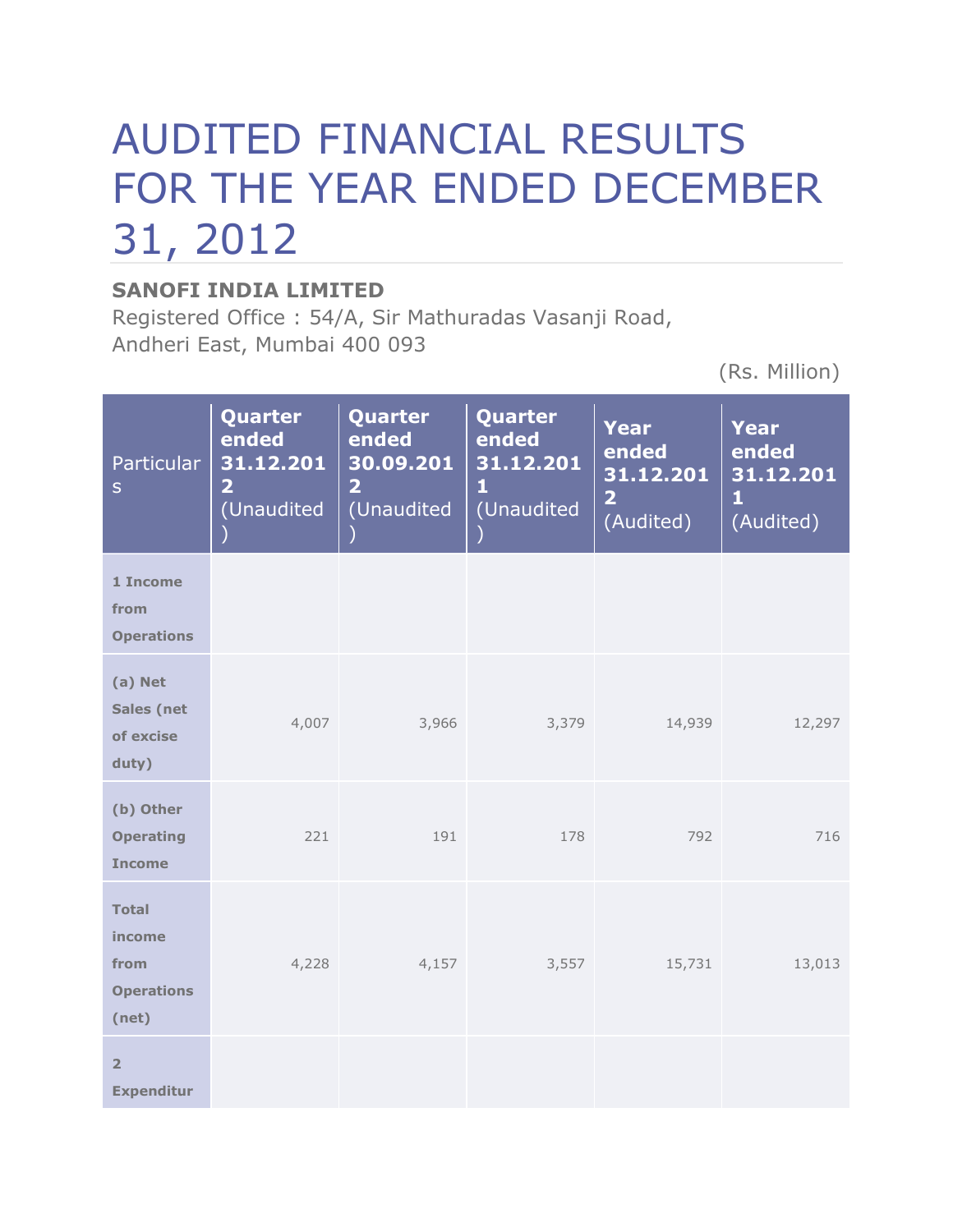# AUDITED FINANCIAL RESULTS FOR THE YEAR ENDED DECEMBER 31, 2012

**SANOFI INDIA LIMITED**

Registered Office : 54/A, Sir Mathuradas Vasanji Road, Andheri East, Mumbai 400 093

(Rs. Million)

| Particulars | Quarter ended 31.12.2012 (Unaudited) | Quarter ended 30.09.2012 (Unaudited) | Quarter ended 31.12.2011 (Unaudited) | Year ended 31.12.2012 (Audited) | Year ended 31.12.2011 (Audited) |
|---|---|---|---|---|---|
| **1 Income from Operations** | | | | | |
| **(a) Net Sales (net of excise duty)** | 4,007 | 3,966 | 3,379 | 14,939 | 12,297 |
| **(b) Other Operating Income** | 221 | 191 | 178 | 792 | 716 |
| **Total income from Operations (net)** | 4,228 | 4,157 | 3,557 | 15,731 | 13,013 |
| **2 Expenditur** | | | | | |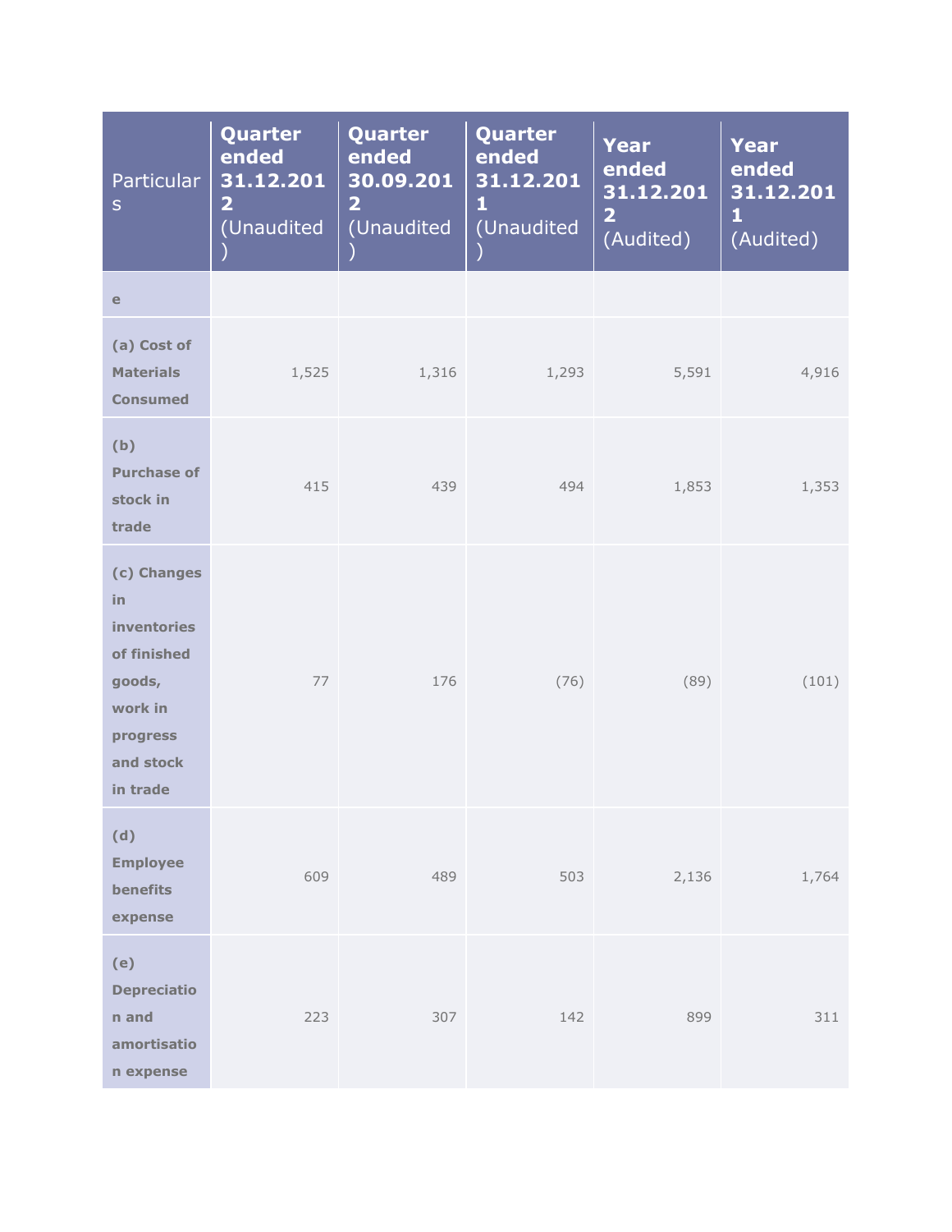| Particulars | Quarter ended 31.12.2012 (Unaudited) | Quarter ended 30.09.2012 (Unaudited) | Quarter ended 31.12.2011 (Unaudited) | Year ended 31.12.2012 (Audited) | Year ended 31.12.2011 (Audited) |
|---|---|---|---|---|---|
| **e** | | | | | |
| **(a) Cost of Materials Consumed** | 1,525 | 1,316 | 1,293 | 5,591 | 4,916 |
| **(b) Purchase of stock in trade** | 415 | 439 | 494 | 1,853 | 1,353 |
| **(c) Changes in inventories of finished goods, work in progress and stock in trade** | 77 | 176 | (76) | (89) | (101) |
| **(d) Employee benefits expense** | 609 | 489 | 503 | 2,136 | 1,764 |
| **(e) Depreciation and amortisation expense** | 223 | 307 | 142 | 899 | 311 |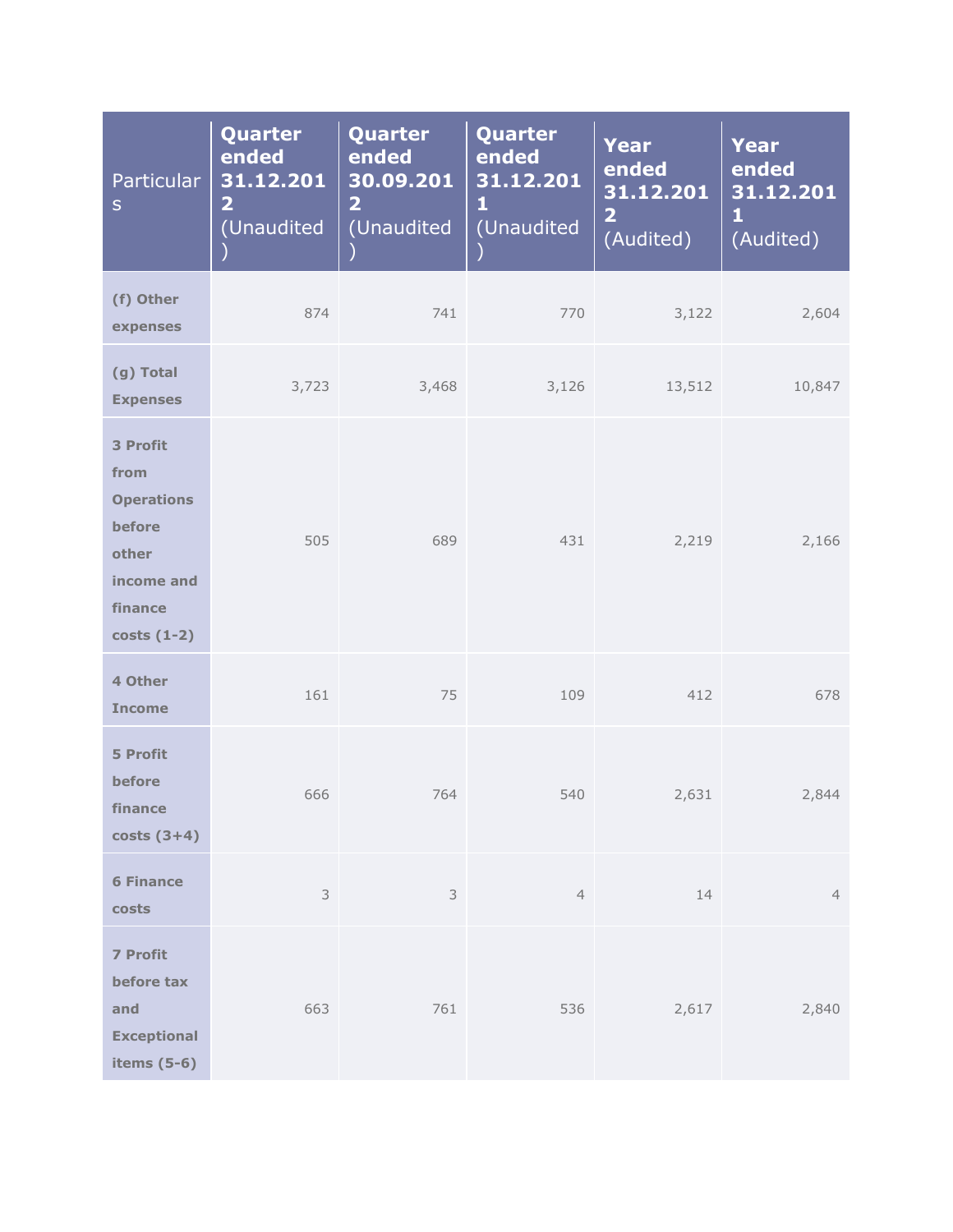| Particulars | Quarter ended 31.12.2012 (Unaudited) | Quarter ended 30.09.2012 (Unaudited) | Quarter ended 31.12.2011 (Unaudited) | Year ended 31.12.2012 (Audited) | Year ended 31.12.2011 (Audited) |
|---|---|---|---|---|---|
| **(f) Other expenses** | 874 | 741 | 770 | 3,122 | 2,604 |
| **(g) Total Expenses** | 3,723 | 3,468 | 3,126 | 13,512 | 10,847 |
| **3 Profit from Operations before other income and finance costs (1-2)** | 505 | 689 | 431 | 2,219 | 2,166 |
| **4 Other Income** | 161 | 75 | 109 | 412 | 678 |
| **5 Profit before finance costs (3+4)** | 666 | 764 | 540 | 2,631 | 2,844 |
| **6 Finance costs** | 3 | 3 | 4 | 14 | 4 |
| **7 Profit before tax and Exceptional items (5-6)** | 663 | 761 | 536 | 2,617 | 2,840 |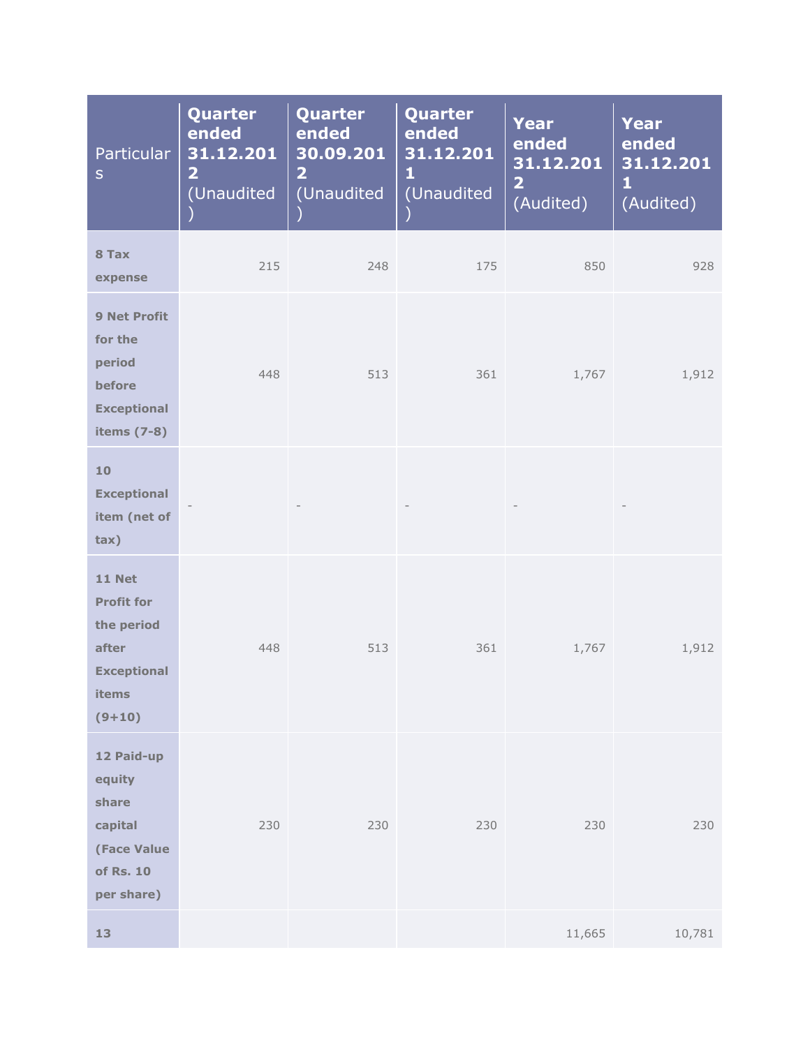| Particulars | Quarter ended 31.12.2012 (Unaudited) | Quarter ended 30.09.2012 (Unaudited) | Quarter ended 31.12.2011 (Unaudited) | Year ended 31.12.2012 (Audited) | Year ended 31.12.2011 (Audited) |
|---|---|---|---|---|---|
| **8 Tax expense** | 215 | 248 | 175 | 850 | 928 |
| **9 Net Profit for the period before Exceptional items (7-8)** | 448 | 513 | 361 | 1,767 | 1,912 |
| **10 Exceptional item (net of tax)** | - | - | - | - | - |
| **11 Net Profit for the period after Exceptional items (9+10)** | 448 | 513 | 361 | 1,767 | 1,912 |
| **12 Paid-up equity share capital (Face Value of Rs. 10 per share)** | 230 | 230 | 230 | 230 | 230 |
| **13** | | | | 11,665 | 10,781 |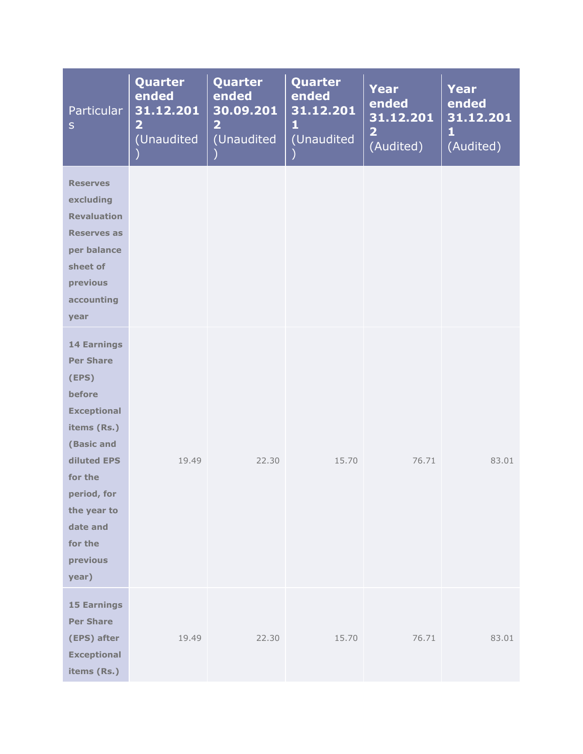| Particulars | Quarter ended 31.12.2012 (Unaudited) | Quarter ended 30.09.2012 (Unaudited) | Quarter ended 31.12.2011 (Unaudited) | Year ended 31.12.2012 (Audited) | Year ended 31.12.2011 (Audited) |
|---|---|---|---|---|---|
| **Reserves excluding Revaluation Reserves as per balance sheet of previous accounting year** | | | | | |
| **14 Earnings Per Share (EPS) before Exceptional items (Rs.) (Basic and diluted EPS for the period, for the year to date and for the previous year)** | 19.49 | 22.30 | 15.70 | 76.71 | 83.01 |
| **15 Earnings Per Share (EPS) after Exceptional items (Rs.)** | 19.49 | 22.30 | 15.70 | 76.71 | 83.01 |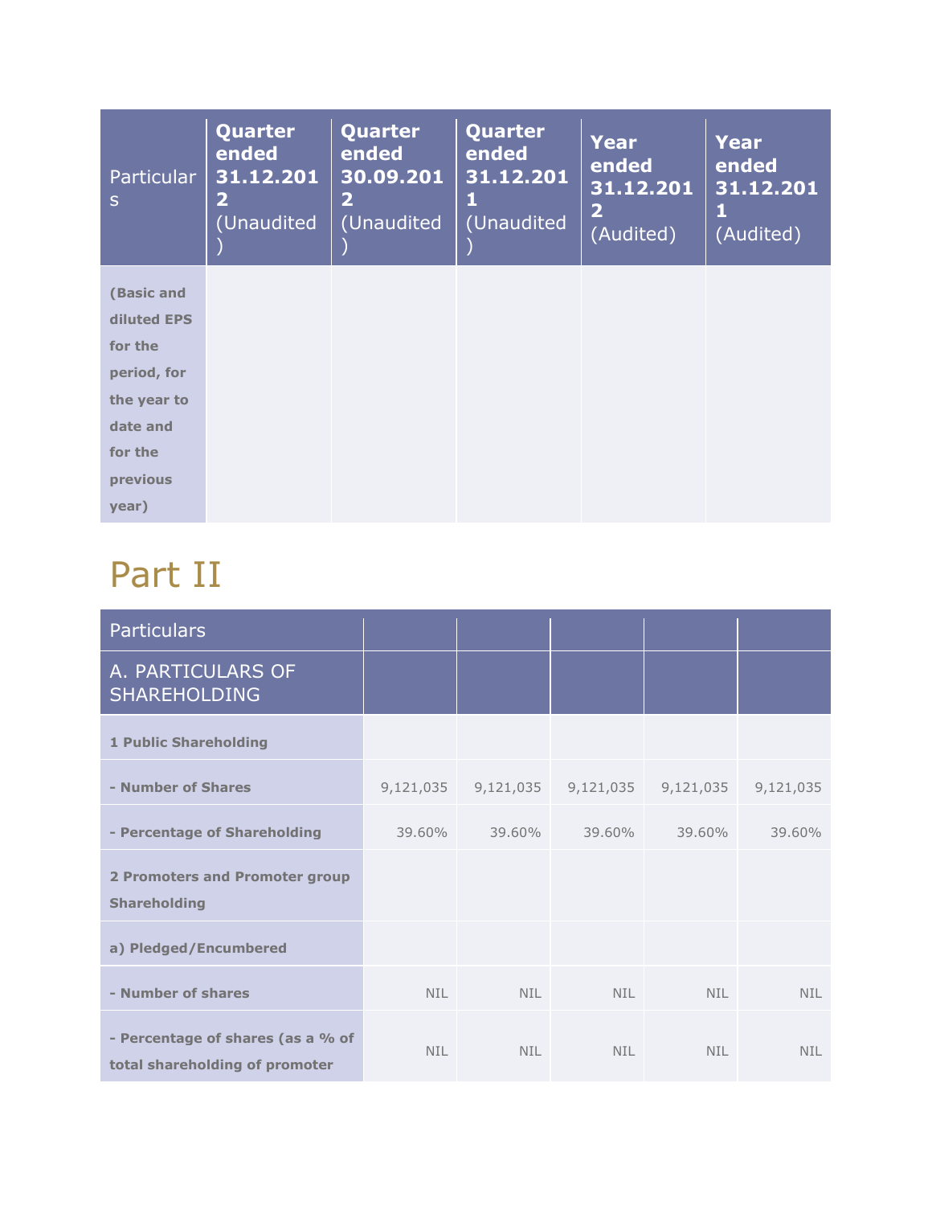| Particulars | Quarter ended 31.12.2012 (Unaudited) | Quarter ended 30.09.2012 (Unaudited) | Quarter ended 31.12.2011 (Unaudited) | Year ended 31.12.2012 (Audited) | Year ended 31.12.2011 (Audited) |
|---|---|---|---|---|---|
| **(Basic and diluted EPS for the period, for the year to date and for the previous year)** | | | | | |

# Part II

| Particulars | | | | | |
|---|---|---|---|---|---|
| A. PARTICULARS OF SHAREHOLDING | | | | | |
| **1 Public Shareholding** | | | | | |
| **- Number of Shares** | 9,121,035 | 9,121,035 | 9,121,035 | 9,121,035 | 9,121,035 |
| **- Percentage of Shareholding** | 39.60% | 39.60% | 39.60% | 39.60% | 39.60% |
| **2 Promoters and Promoter group Shareholding** | | | | | |
| **a) Pledged/Encumbered** | | | | | |
| **- Number of shares** | NIL | NIL | NIL | NIL | NIL |
| **- Percentage of shares (as a % of total shareholding of promoter** | NIL | NIL | NIL | NIL | NIL |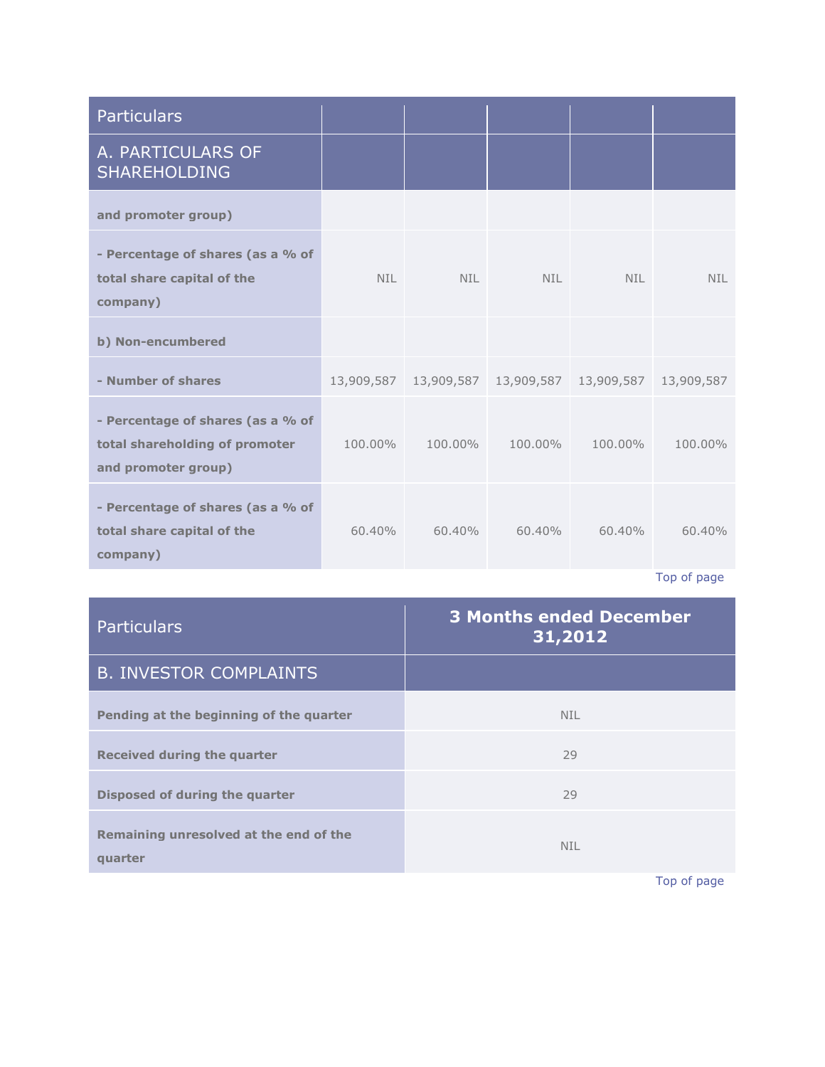| Particulars | | | | | |
|---|---|---|---|---|---|
| A. PARTICULARS OF SHAREHOLDING | | | | | |
| **and promoter group)** | | | | | |
| **- Percentage of shares (as a % of total share capital of the company)** | NIL | NIL | NIL | NIL | NIL |
| **b) Non-encumbered** | | | | | |
| **- Number of shares** | 13,909,587 | 13,909,587 | 13,909,587 | 13,909,587 | 13,909,587 |
| **- Percentage of shares (as a % of total shareholding of promoter and promoter group)** | 100.00% | 100.00% | 100.00% | 100.00% | 100.00% |
| **- Percentage of shares (as a % of total share capital of the company)** | 60.40% | 60.40% | 60.40% | 60.40% | 60.40% |

Top of page

| Particulars | **3 Months ended December 31,2012** |
|---|---|
| B. INVESTOR COMPLAINTS | |
| **Pending at the beginning of the quarter** | NIL |
| **Received during the quarter** | 29 |
| **Disposed of during the quarter** | 29 |
| **Remaining unresolved at the end of the quarter** | NIL |

Top of page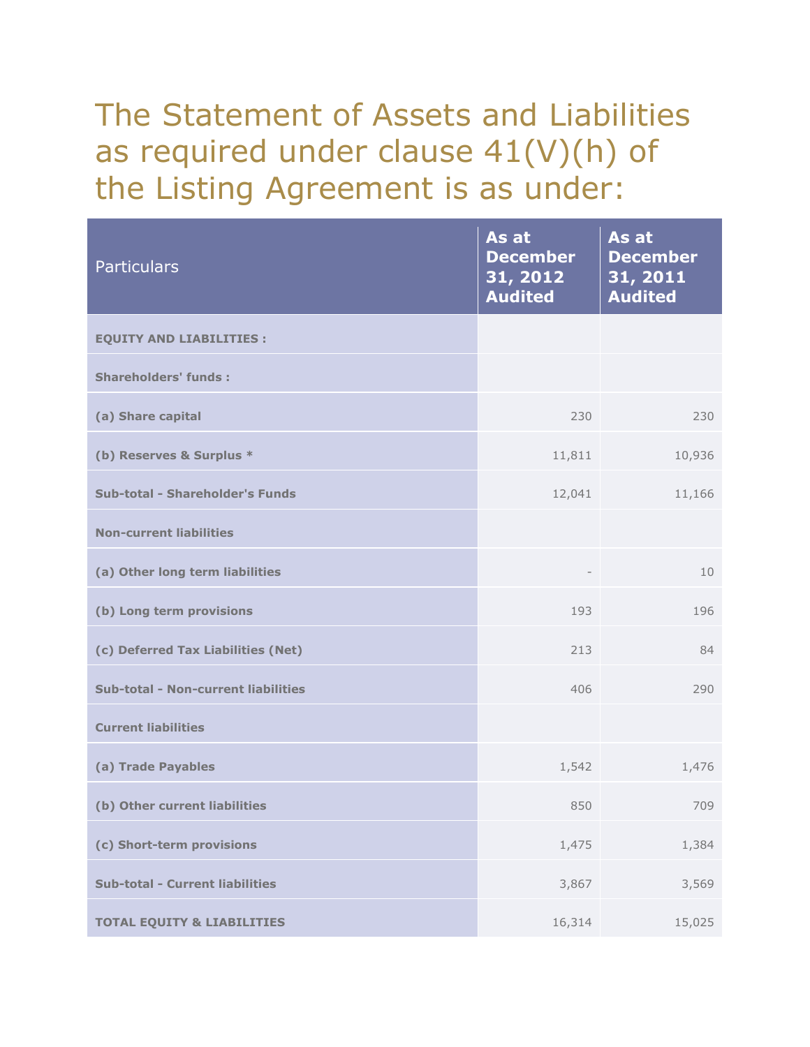# The Statement of Assets and Liabilities as required under clause 41(V)(h) of the Listing Agreement is as under:

| Particulars | As at December 31, 2012 Audited | As at December 31, 2011 Audited |
|---|---|---|
| **EQUITY AND LIABILITIES :** | | |
| **Shareholders' funds :** | | |
| **(a) Share capital** | 230 | 230 |
| **(b) Reserves & Surplus *** | 11,811 | 10,936 |
| **Sub-total - Shareholder's Funds** | 12,041 | 11,166 |
| **Non-current liabilities** | | |
| **(a) Other long term liabilities** | - | 10 |
| **(b) Long term provisions** | 193 | 196 |
| **(c) Deferred Tax Liabilities (Net)** | 213 | 84 |
| **Sub-total - Non-current liabilities** | 406 | 290 |
| **Current liabilities** | | |
| **(a) Trade Payables** | 1,542 | 1,476 |
| **(b) Other current liabilities** | 850 | 709 |
| **(c) Short-term provisions** | 1,475 | 1,384 |
| **Sub-total - Current liabilities** | 3,867 | 3,569 |
| **TOTAL EQUITY & LIABILITIES** | 16,314 | 15,025 |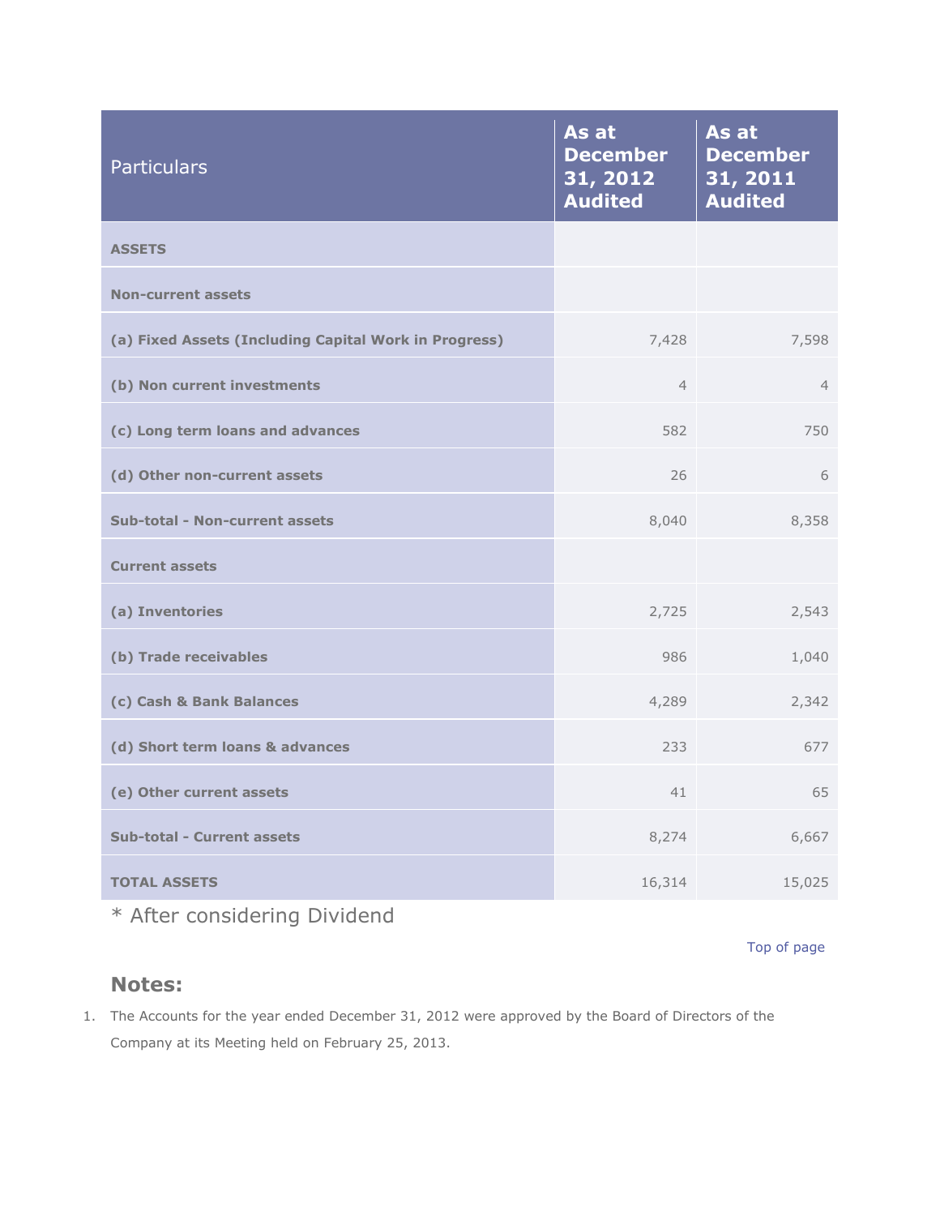| Particulars | As at December 31, 2012 Audited | As at December 31, 2011 Audited |
|---|---|---|
| **ASSETS** | | |
| **Non-current assets** | | |
| **(a) Fixed Assets (Including Capital Work in Progress)** | 7,428 | 7,598 |
| **(b) Non current investments** | 4 | 4 |
| **(c) Long term loans and advances** | 582 | 750 |
| **(d) Other non-current assets** | 26 | 6 |
| **Sub-total - Non-current assets** | 8,040 | 8,358 |
| **Current assets** | | |
| **(a) Inventories** | 2,725 | 2,543 |
| **(b) Trade receivables** | 986 | 1,040 |
| **(c) Cash & Bank Balances** | 4,289 | 2,342 |
| **(d) Short term loans & advances** | 233 | 677 |
| **(e) Other current assets** | 41 | 65 |
| **Sub-total - Current assets** | 8,274 | 6,667 |
| **TOTAL ASSETS** | 16,314 | 15,025 |

* After considering Dividend

Top of page

## Notes:

1. The Accounts for the year ended December 31, 2012 were approved by the Board of Directors of the Company at its Meeting held on February 25, 2013.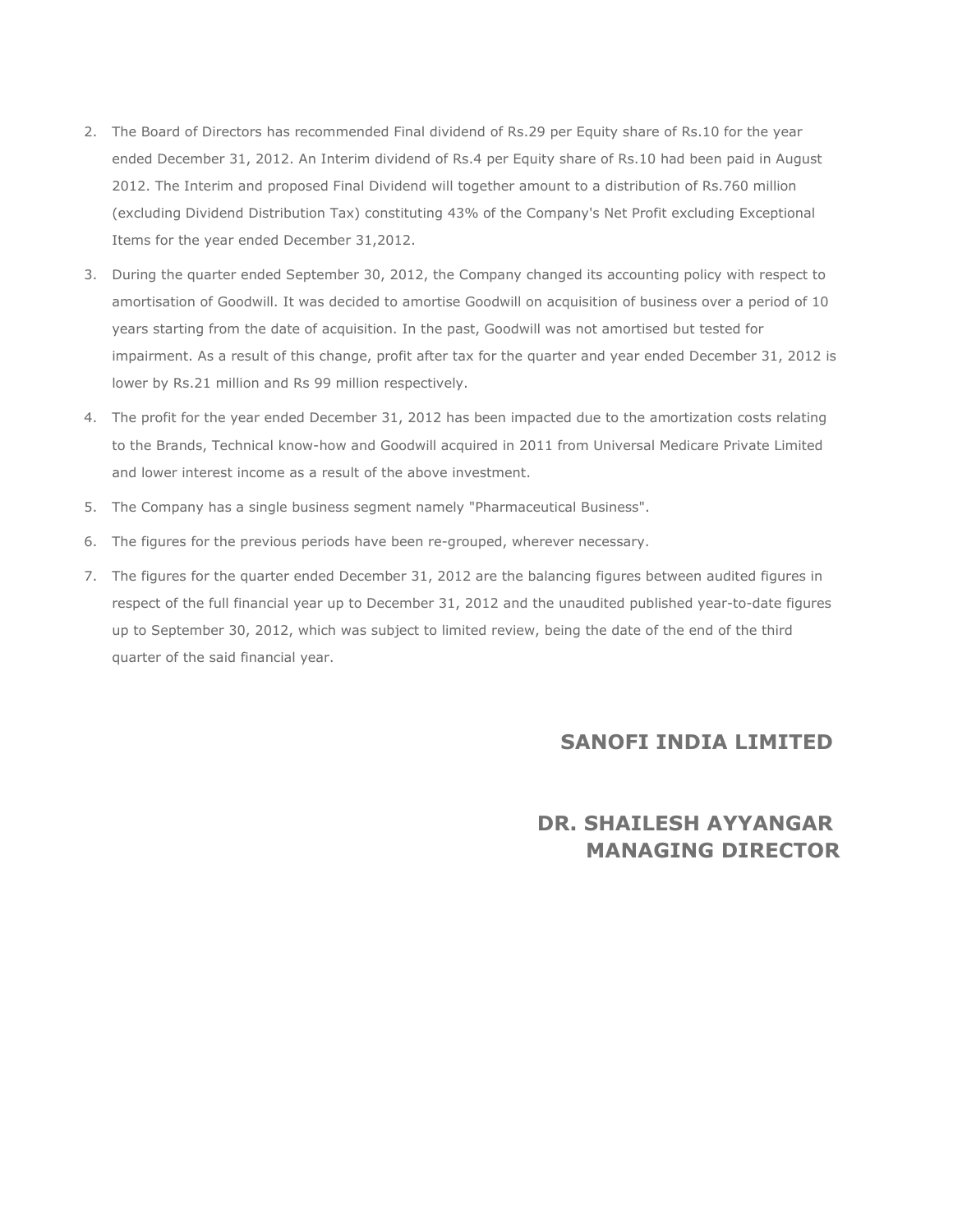2. The Board of Directors has recommended Final dividend of Rs.29 per Equity share of Rs.10 for the year ended December 31, 2012. An Interim dividend of Rs.4 per Equity share of Rs.10 had been paid in August 2012. The Interim and proposed Final Dividend will together amount to a distribution of Rs.760 million (excluding Dividend Distribution Tax) constituting 43% of the Company's Net Profit excluding Exceptional Items for the year ended December 31,2012.
3. During the quarter ended September 30, 2012, the Company changed its accounting policy with respect to amortisation of Goodwill. It was decided to amortise Goodwill on acquisition of business over a period of 10 years starting from the date of acquisition. In the past, Goodwill was not amortised but tested for impairment. As a result of this change, profit after tax for the quarter and year ended December 31, 2012 is lower by Rs.21 million and Rs 99 million respectively.
4. The profit for the year ended December 31, 2012 has been impacted due to the amortization costs relating to the Brands, Technical know-how and Goodwill acquired in 2011 from Universal Medicare Private Limited and lower interest income as a result of the above investment.
5. The Company has a single business segment namely "Pharmaceutical Business".
6. The figures for the previous periods have been re-grouped, wherever necessary.
7. The figures for the quarter ended December 31, 2012 are the balancing figures between audited figures in respect of the full financial year up to December 31, 2012 and the unaudited published year-to-date figures up to September 30, 2012, which was subject to limited review, being the date of the end of the third quarter of the said financial year.

**SANOFI INDIA LIMITED**

**DR. SHAILESH AYYANGAR**
**MANAGING DIRECTOR**